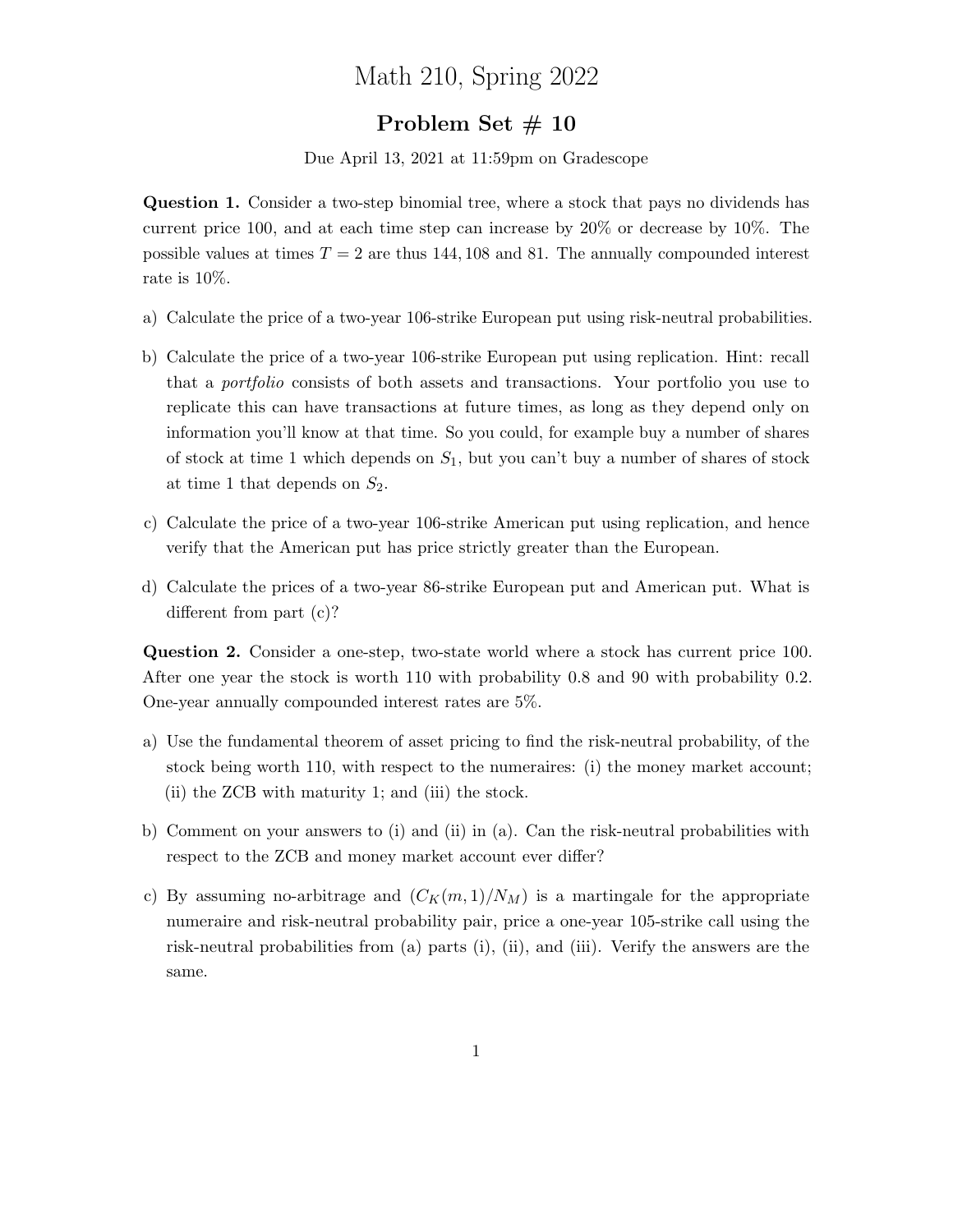# Math 210, Spring 2022

## Problem Set # 10

Due April 13, 2021 at 11:59pm on Gradescope

**Question 1.** Consider a two-step binomial tree, where a stock that pays no dividends has current price 100, and at each time step can increase by 20% or decrease by 10%. The possible values at times $T = 2$ are thus 144, 108 and 81. The annually compounded interest rate is 10%.

a) Calculate the price of a two-year 106-strike European put using risk-neutral probabilities.

b) Calculate the price of a two-year 106-strike European put using replication. Hint: recall that a *portfolio* consists of both assets and transactions. Your portfolio you use to replicate this can have transactions at future times, as long as they depend only on information you'll know at that time. So you could, for example buy a number of shares of stock at time 1 which depends on $S_1$, but you can't buy a number of shares of stock at time 1 that depends on $S_2$.

c) Calculate the price of a two-year 106-strike American put using replication, and hence verify that the American put has price strictly greater than the European.

d) Calculate the prices of a two-year 86-strike European put and American put. What is different from part (c)?

**Question 2.** Consider a one-step, two-state world where a stock has current price 100. After one year the stock is worth 110 with probability 0.8 and 90 with probability 0.2. One-year annually compounded interest rates are 5%.

a) Use the fundamental theorem of asset pricing to find the risk-neutral probability, of the stock being worth 110, with respect to the numeraires: (i) the money market account; (ii) the ZCB with maturity 1; and (iii) the stock.

b) Comment on your answers to (i) and (ii) in (a). Can the risk-neutral probabilities with respect to the ZCB and money market account ever differ?

c) By assuming no-arbitrage and $(C_K(m, 1)/N_M)$ is a martingale for the appropriate numeraire and risk-neutral probability pair, price a one-year 105-strike call using the risk-neutral probabilities from (a) parts (i), (ii), and (iii). Verify the answers are the same.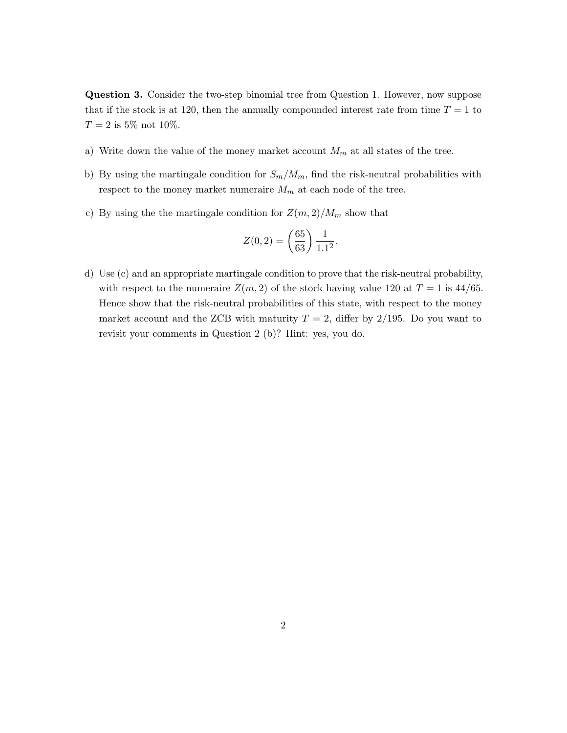**Question 3.** Consider the two-step binomial tree from Question 1. However, now suppose that if the stock is at 120, then the annually compounded interest rate from time $T = 1$ to $T = 2$ is 5% not 10%.

a) Write down the value of the money market account $M_m$ at all states of the tree.

b) By using the martingale condition for $S_m/M_m$, find the risk-neutral probabilities with respect to the money market numeraire $M_m$ at each node of the tree.

c) By using the the martingale condition for $Z(m, 2)/M_m$ show that

$$Z(0, 2) = \left(\frac{65}{63}\right) \frac{1}{1.1^2}.$$

d) Use (c) and an appropriate martingale condition to prove that the risk-neutral probability, with respect to the numeraire $Z(m, 2)$ of the stock having value 120 at $T = 1$ is 44/65. Hence show that the risk-neutral probabilities of this state, with respect to the money market account and the ZCB with maturity $T = 2$, differ by 2/195. Do you want to revisit your comments in Question 2 (b)? Hint: yes, you do.